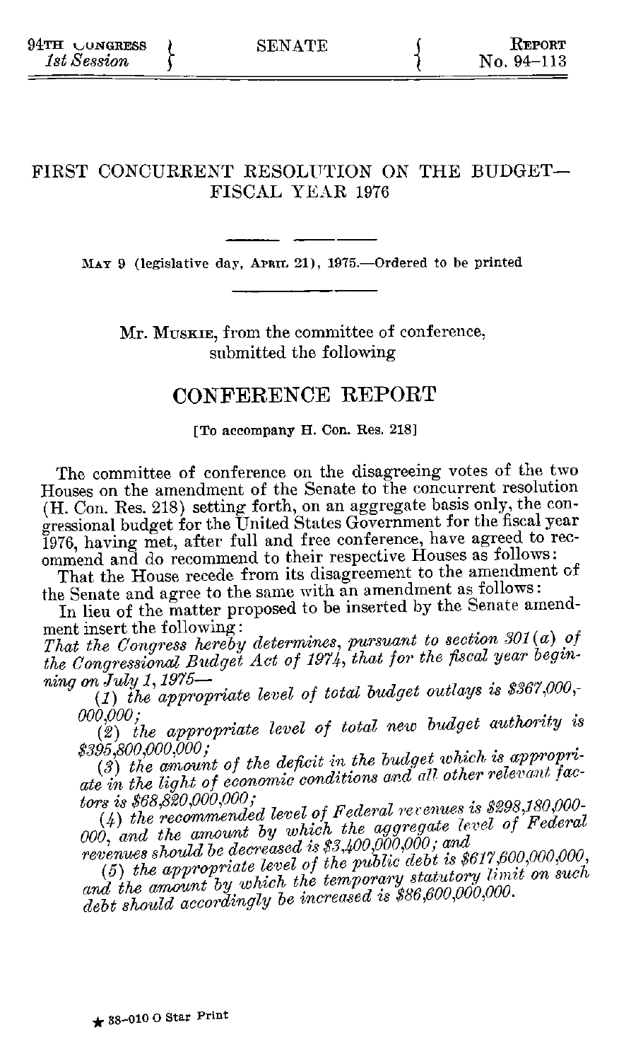94TH CONGRESS
*1st Session*

SENATE

REPORT
No. 94–113

# FIRST CONCURRENT RESOLUTION ON THE BUDGET—FISCAL YEAR 1976

MAY 9 (legislative day, APRIL 21), 1975.—Ordered to be printed

Mr. MUSKIE, from the committee of conference, submitted the following

## CONFERENCE REPORT

[To accompany H. Con. Res. 218]

The committee of conference on the disagreeing votes of the two Houses on the amendment of the Senate to the concurrent resolution (H. Con. Res. 218) setting forth, on an aggregate basis only, the congressional budget for the United States Government for the fiscal year 1976, having met, after full and free conference, have agreed to recommend and do recommend to their respective Houses as follows:

That the House recede from its disagreement to the amendment of the Senate and agree to the same with an amendment as follows:

In lieu of the matter proposed to be inserted by the Senate amendment insert the following:

*That the Congress hereby determines, pursuant to section 301(a) of the Congressional Budget Act of 1974, that for the fiscal year beginning on July 1, 1975—*

*(1) the appropriate level of total budget outlays is $367,000,000,000;*

*(2) the appropriate level of total new budget authority is $395,800,000,000;*

*(3) the amount of the deficit in the budget which is appropriate in the light of economic conditions and all other relevant factors is $68,820,000,000;*

*(4) the recommended level of Federal revenues is $298,180,000,000, and the amount by which the aggregate level of Federal revenues should be decreased is $3,400,000,000; and*

*(5) the appropriate level of the public debt is $617,600,000,000, and the amount by which the temporary statutory limit on such debt should accordingly be increased is $86,600,000,000.*

★ 38–010 O Star Print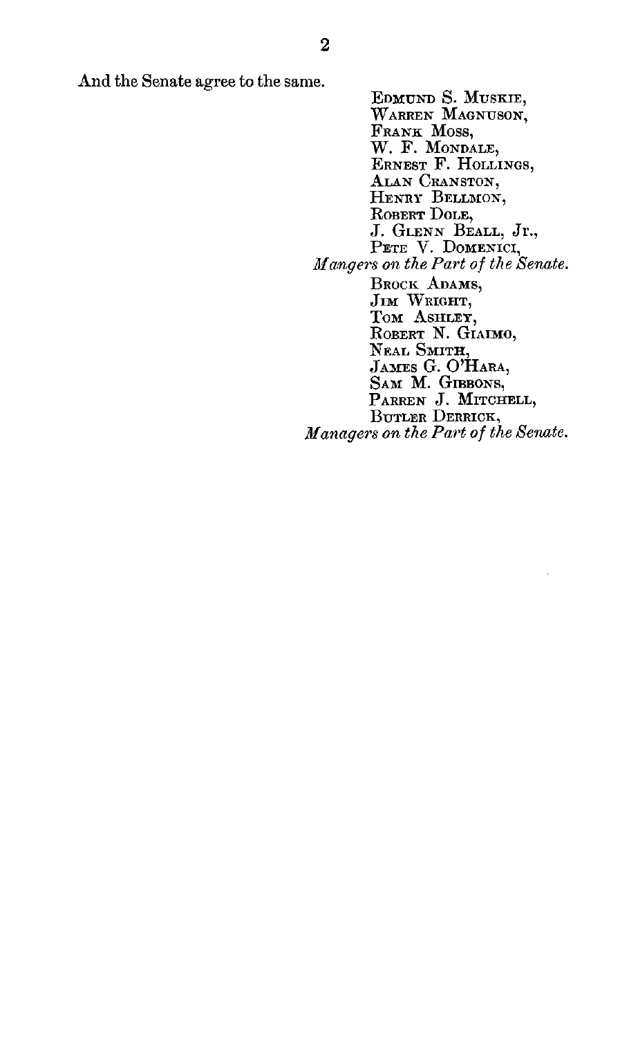And the Senate agree to the same.

EDMUND S. MUSKIE,
WARREN MAGNUSON,
FRANK MOSS,
W. F. MONDALE,
ERNEST F. HOLLINGS,
ALAN CRANSTON,
HENRY BELLMON,
ROBERT DOLE,
J. GLENN BEALL, Jr.,
PETE V. DOMENICI,
*Mangers on the Part of the Senate.*

BROCK ADAMS,
JIM WRIGHT,
TOM ASHLEY,
ROBERT N. GIAIMO,
NEAL SMITH,
JAMES G. O'HARA,
SAM M. GIBBONS,
PARREN J. MITCHELL,
BUTLER DERRICK,
*Managers on the Part of the Senate.*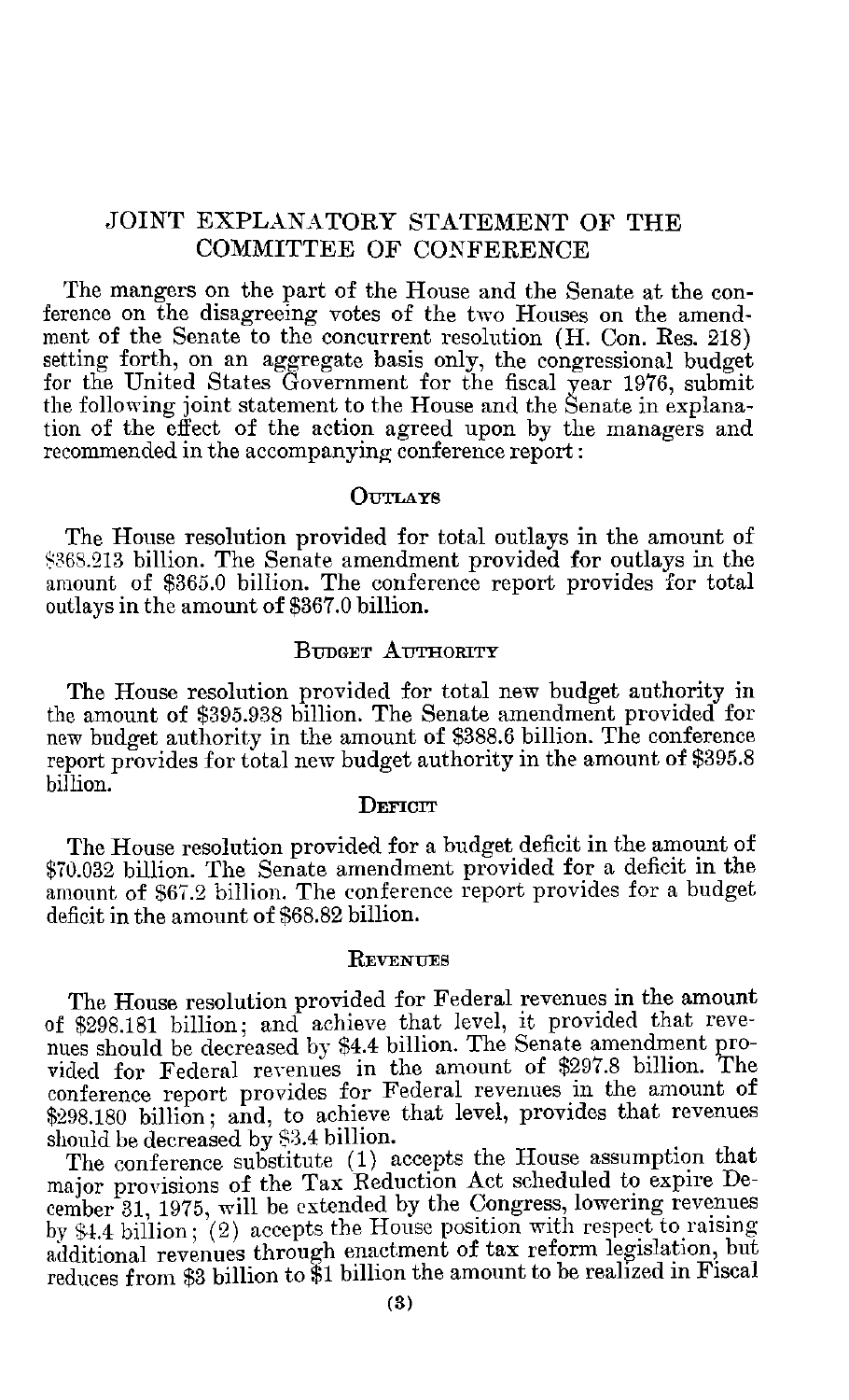# JOINT EXPLANATORY STATEMENT OF THE COMMITTEE OF CONFERENCE

The mangers on the part of the House and the Senate at the conference on the disagreeing votes of the two Houses on the amendment of the Senate to the concurrent resolution (H. Con. Res. 218) setting forth, on an aggregate basis only, the congressional budget for the United States Government for the fiscal year 1976, submit the following joint statement to the House and the Senate in explanation of the effect of the action agreed upon by the managers and recommended in the accompanying conference report:

## Outlays

The House resolution provided for total outlays in the amount of $368.213 billion. The Senate amendment provided for outlays in the amount of $365.0 billion. The conference report provides for total outlays in the amount of $367.0 billion.

## Budget Authority

The House resolution provided for total new budget authority in the amount of $395.938 billion. The Senate amendment provided for new budget authority in the amount of $388.6 billion. The conference report provides for total new budget authority in the amount of $395.8 billion.

## Deficit

The House resolution provided for a budget deficit in the amount of $70.032 billion. The Senate amendment provided for a deficit in the amount of $67.2 billion. The conference report provides for a budget deficit in the amount of $68.82 billion.

## Revenues

The House resolution provided for Federal revenues in the amount of $298.181 billion; and achieve that level, it provided that revenues should be decreased by $4.4 billion. The Senate amendment provided for Federal revenues in the amount of $297.8 billion. The conference report provides for Federal revenues in the amount of $298.180 billion; and, to achieve that level, provides that revenues should be decreased by $3.4 billion.

The conference substitute (1) accepts the House assumption that major provisions of the Tax Reduction Act scheduled to expire December 31, 1975, will be extended by the Congress, lowering revenues by $4.4 billion; (2) accepts the House position with respect to raising additional revenues through enactment of tax reform legislation, but reduces from $3 billion to $1 billion the amount to be realized in Fiscal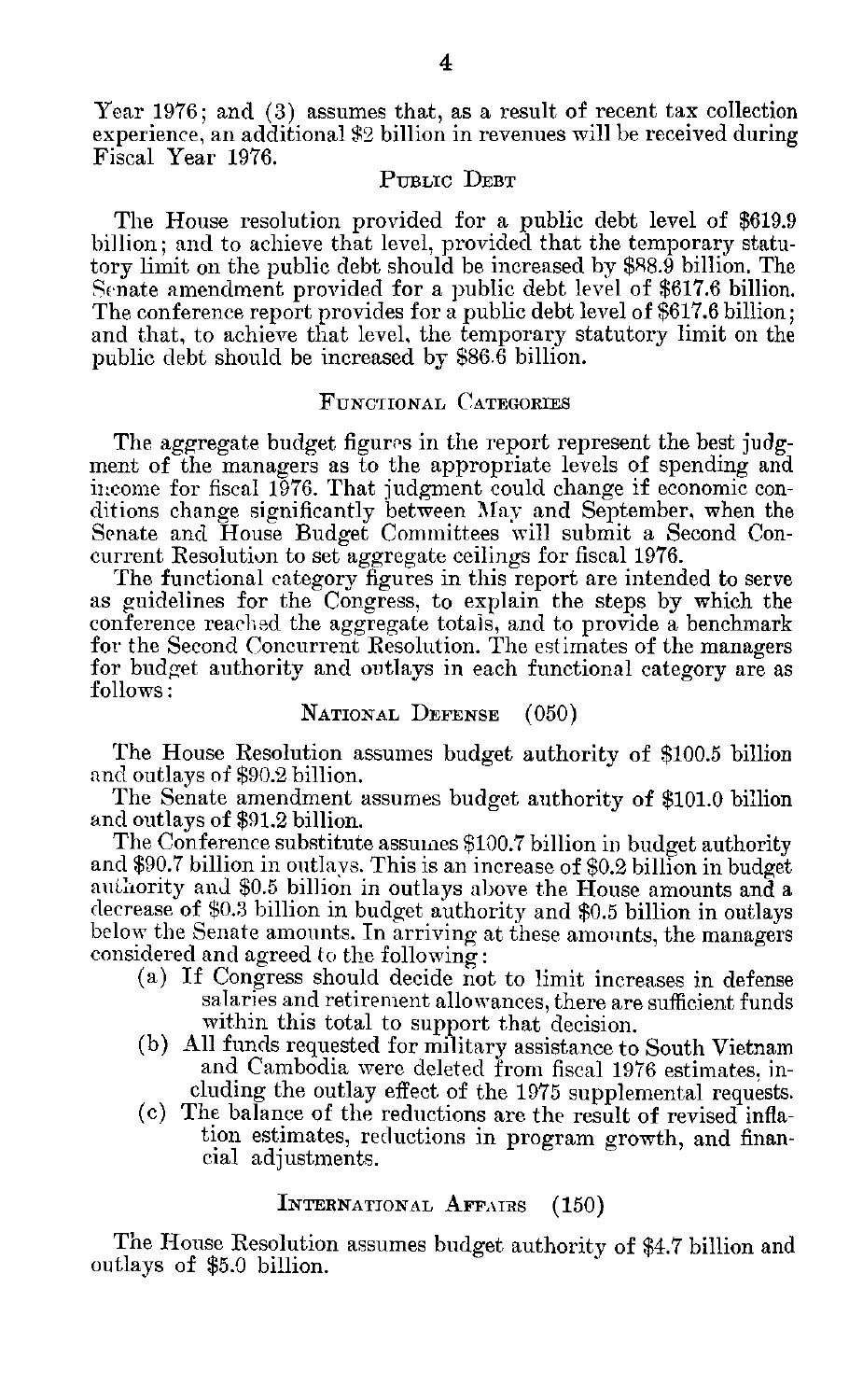Year 1976; and (3) assumes that, as a result of recent tax collection experience, an additional $2 billion in revenues will be received during Fiscal Year 1976.

## PUBLIC DEBT

The House resolution provided for a public debt level of $619.9 billion; and to achieve that level, provided that the temporary statutory limit on the public debt should be increased by $88.9 billion. The Senate amendment provided for a public debt level of $617.6 billion. The conference report provides for a public debt level of $617.6 billion; and that, to achieve that level, the temporary statutory limit on the public debt should be increased by $86.6 billion.

## FUNCTIONAL CATEGORIES

The aggregate budget figures in the report represent the best judgment of the managers as to the appropriate levels of spending and income for fiscal 1976. That judgment could change if economic conditions change significantly between May and September, when the Senate and House Budget Committees will submit a Second Concurrent Resolution to set aggregate ceilings for fiscal 1976.

The functional category figures in this report are intended to serve as guidelines for the Congress, to explain the steps by which the conference reached the aggregate totals, and to provide a benchmark for the Second Concurrent Resolution. The estimates of the managers for budget authority and outlays in each functional category are as follows:

### NATIONAL DEFENSE (050)

The House Resolution assumes budget authority of $100.5 billion and outlays of $90.2 billion.

The Senate amendment assumes budget authority of $101.0 billion and outlays of $91.2 billion.

The Conference substitute assumes $100.7 billion in budget authority and $90.7 billion in outlays. This is an increase of $0.2 billion in budget authority and $0.5 billion in outlays above the House amounts and a decrease of $0.3 billion in budget authority and $0.5 billion in outlays below the Senate amounts. In arriving at these amounts, the managers considered and agreed to the following:

(a) If Congress should decide not to limit increases in defense salaries and retirement allowances, there are sufficient funds within this total to support that decision.

(b) All funds requested for military assistance to South Vietnam and Cambodia were deleted from fiscal 1976 estimates, including the outlay effect of the 1975 supplemental requests.

(c) The balance of the reductions are the result of revised inflation estimates, reductions in program growth, and financial adjustments.

### INTERNATIONAL AFFAIRS (150)

The House Resolution assumes budget authority of $4.7 billion and outlays of $5.0 billion.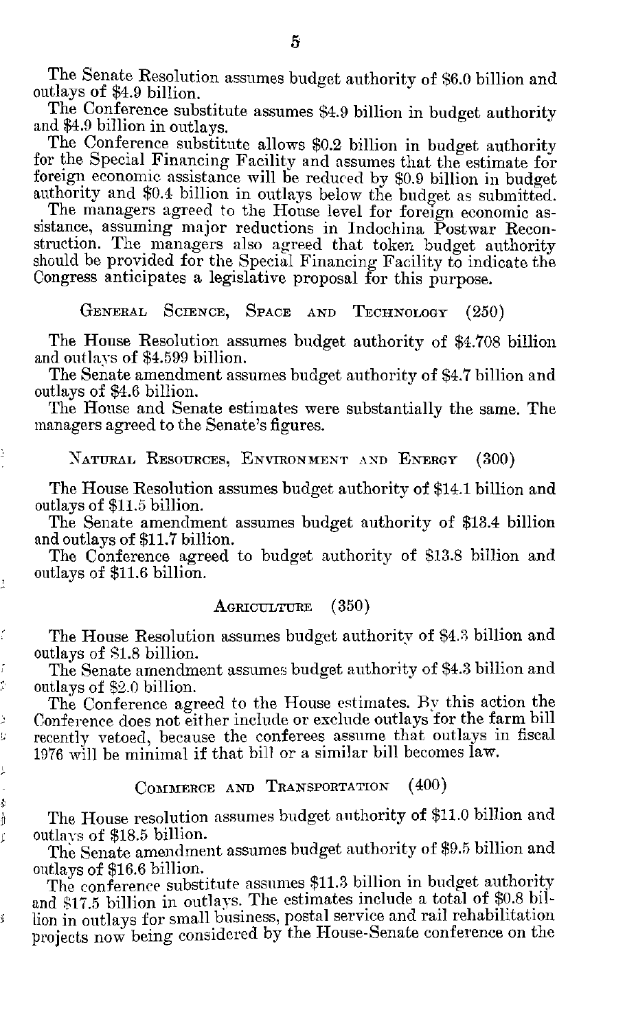The Senate Resolution assumes budget authority of $6.0 billion and outlays of $4.9 billion.

The Conference substitute assumes $4.9 billion in budget authority and $4.9 billion in outlays.

The Conference substitute allows $0.2 billion in budget authority for the Special Financing Facility and assumes that the estimate for foreign economic assistance will be reduced by $0.9 billion in budget authority and $0.4 billion in outlays below the budget as submitted.

The managers agreed to the House level for foreign economic assistance, assuming major reductions in Indochina Postwar Reconstruction. The managers also agreed that token budget authority should be provided for the Special Financing Facility to indicate the Congress anticipates a legislative proposal for this purpose.

## General Science, Space and Technology (250)

The House Resolution assumes budget authority of $4.708 billion and outlays of $4.599 billion.

The Senate amendment assumes budget authority of $4.7 billion and outlays of $4.6 billion.

The House and Senate estimates were substantially the same. The managers agreed to the Senate's figures.

## Natural Resources, Environment and Energy (300)

The House Resolution assumes budget authority of $14.1 billion and outlays of $11.5 billion.

The Senate amendment assumes budget authority of $13.4 billion and outlays of $11.7 billion.

The Conference agreed to budget authority of $13.8 billion and outlays of $11.6 billion.

## Agriculture (350)

The House Resolution assumes budget authority of $4.3 billion and outlays of $1.8 billion.

The Senate amendment assumes budget authority of $4.3 billion and outlays of $2.0 billion.

The Conference agreed to the House estimates. By this action the Conference does not either include or exclude outlays for the farm bill recently vetoed, because the conferees assume that outlays in fiscal 1976 will be minimal if that bill or a similar bill becomes law.

## Commerce and Transportation (400)

The House resolution assumes budget authority of $11.0 billion and outlays of $18.5 billion.

The Senate amendment assumes budget authority of $9.5 billion and outlays of $16.6 billion.

The conference substitute assumes $11.3 billion in budget authority and $17.5 billion in outlays. The estimates include a total of $0.8 billion in outlays for small business, postal service and rail rehabilitation projects now being considered by the House-Senate conference on the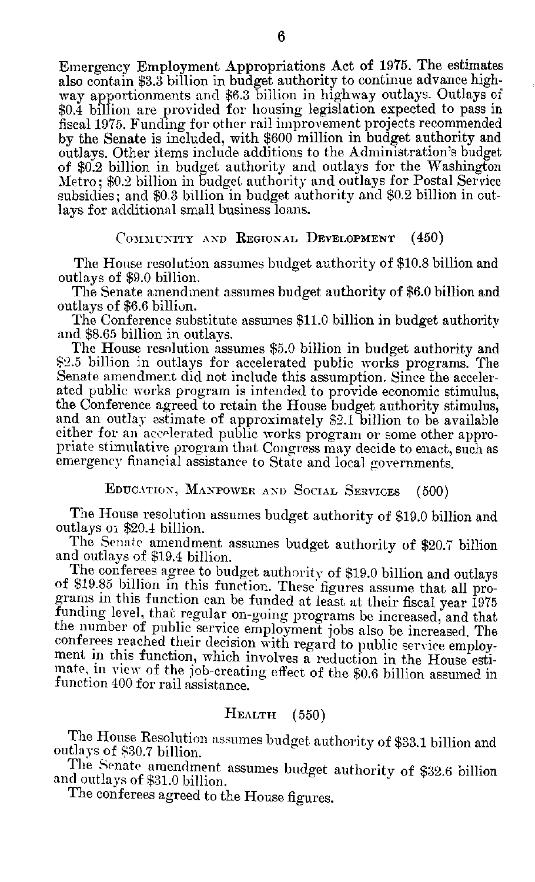Emergency Employment Appropriations Act of 1975. The estimates also contain $3.3 billion in budget authority to continue advance highway apportionments and $6.3 billion in highway outlays. Outlays of $0.4 billion are provided for housing legislation expected to pass in fiscal 1975. Funding for other rail improvement projects recommended by the Senate is included, with $600 million in budget authority and outlays. Other items include additions to the Administration's budget of $0.2 billion in budget authority and outlays for the Washington Metro; $0.2 billion in budget authority and outlays for Postal Service subsidies; and $0.3 billion in budget authority and $0.2 billion in outlays for additional small business loans.

## Community and Regional Development (450)

The House resolution assumes budget authority of $10.8 billion and outlays of $9.0 billion.

The Senate amendment assumes budget authority of $6.0 billion and outlays of $6.6 billion.

The Conference substitute assumes $11.0 billion in budget authority and $8.65 billion in outlays.

The House resolution assumes $5.0 billion in budget authority and $2.5 billion in outlays for accelerated public works programs. The Senate amendment did not include this assumption. Since the accelerated public works program is intended to provide economic stimulus, the Conference agreed to retain the House budget authority stimulus, and an outlay estimate of approximately $2.1 billion to be available either for an accelerated public works program or some other appropriate stimulative program that Congress may decide to enact, such as emergency financial assistance to State and local governments.

## Education, Manpower and Social Services (500)

The House resolution assumes budget authority of $19.0 billion and outlays of $20.4 billion.

The Senate amendment assumes budget authority of $20.7 billion and outlays of $19.4 billion.

The conferees agree to budget authority of $19.0 billion and outlays of $19.85 billion in this function. These figures assume that all programs in this function can be funded at least at their fiscal year 1975 funding level, that regular on-going programs be increased, and that the number of public service employment jobs also be increased. The conferees reached their decision with regard to public service employment in this function, which involves a reduction in the House estimate, in view of the job-creating effect of the $0.6 billion assumed in function 400 for rail assistance.

## Health (550)

The House Resolution assumes budget authority of $33.1 billion and outlays of $30.7 billion.

The Senate amendment assumes budget authority of $32.6 billion and outlays of $31.0 billion.

The conferees agreed to the House figures.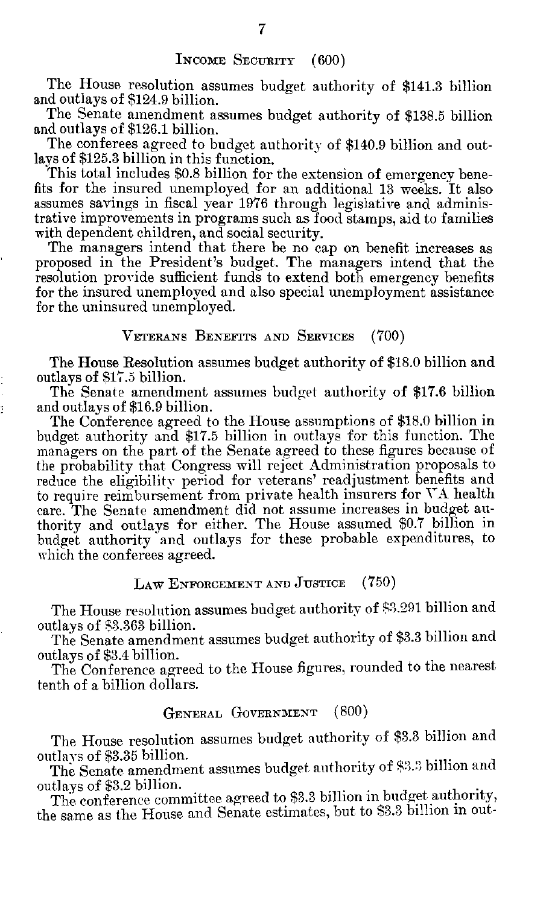## INCOME SECURITY (600)

The House resolution assumes budget authority of $141.3 billion and outlays of $124.9 billion.

The Senate amendment assumes budget authority of $138.5 billion and outlays of $126.1 billion.

The conferees agreed to budget authority of $140.9 billion and outlays of $125.3 billion in this function.

This total includes $0.8 billion for the extension of emergency benefits for the insured unemployed for an additional 13 weeks. It also assumes savings in fiscal year 1976 through legislative and administrative improvements in programs such as food stamps, aid to families with dependent children, and social security.

The managers intend that there be no cap on benefit increases as proposed in the President's budget. The managers intend that the resolution provide sufficient funds to extend both emergency benefits for the insured unemployed and also special unemployment assistance for the uninsured unemployed.

## VETERANS BENEFITS AND SERVICES (700)

The House Resolution assumes budget authority of $18.0 billion and outlays of $17.5 billion.

The Senate amendment assumes budget authority of $17.6 billion and outlays of $16.9 billion.

The Conference agreed to the House assumptions of $18.0 billion in budget authority and $17.5 billion in outlays for this function. The managers on the part of the Senate agreed to these figures because of the probability that Congress will reject Administration proposals to reduce the eligibility period for veterans' readjustment benefits and to require reimbursement from private health insurers for VA health care. The Senate amendment did not assume increases in budget authority and outlays for either. The House assumed $0.7 billion in budget authority and outlays for these probable expenditures, to which the conferees agreed.

## LAW ENFORCEMENT AND JUSTICE (750)

The House resolution assumes budget authority of $3.291 billion and outlays of $3.363 billion.

The Senate amendment assumes budget authority of $3.3 billion and outlays of $3.4 billion.

The Conference agreed to the House figures, rounded to the nearest tenth of a billion dollars.

## GENERAL GOVERNMENT (800)

The House resolution assumes budget authority of $3.3 billion and outlays of $3.35 billion.

The Senate amendment assumes budget authority of $3.3 billion and outlays of $3.2 billion.

The conference committee agreed to $3.3 billion in budget authority, the same as the House and Senate estimates, but to $3.3 billion in out-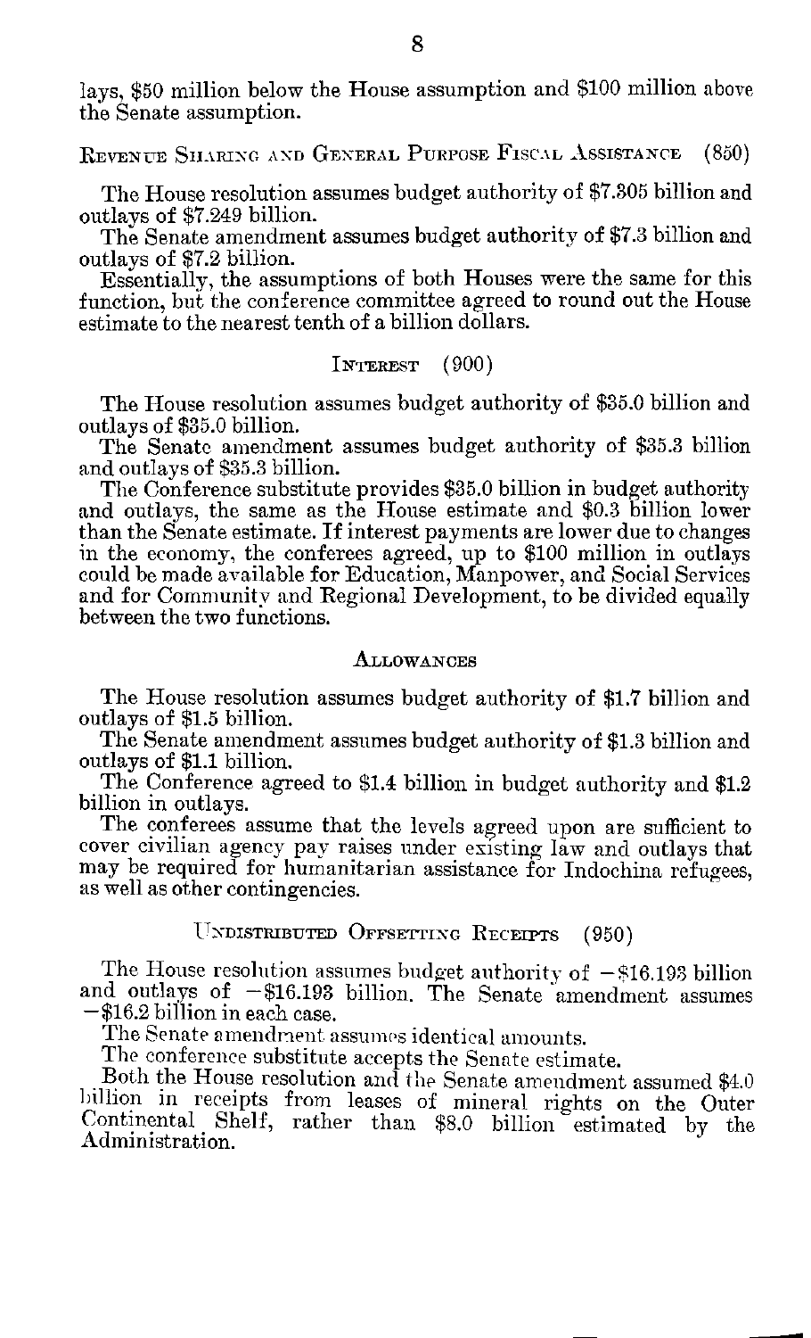lays, $50 million below the House assumption and $100 million above the Senate assumption.

### Revenue Sharing and General Purpose Fiscal Assistance (850)

The House resolution assumes budget authority of $7.305 billion and outlays of $7.249 billion.

The Senate amendment assumes budget authority of $7.3 billion and outlays of $7.2 billion.

Essentially, the assumptions of both Houses were the same for this function, but the conference committee agreed to round out the House estimate to the nearest tenth of a billion dollars.

### Interest (900)

The House resolution assumes budget authority of $35.0 billion and outlays of $35.0 billion.

The Senate amendment assumes budget authority of $35.3 billion and outlays of $35.3 billion.

The Conference substitute provides $35.0 billion in budget authority and outlays, the same as the House estimate and $0.3 billion lower than the Senate estimate. If interest payments are lower due to changes in the economy, the conferees agreed, up to $100 million in outlays could be made available for Education, Manpower, and Social Services and for Community and Regional Development, to be divided equally between the two functions.

### Allowances

The House resolution assumes budget authority of $1.7 billion and outlays of $1.5 billion.

The Senate amendment assumes budget authority of $1.3 billion and outlays of $1.1 billion.

The Conference agreed to $1.4 billion in budget authority and $1.2 billion in outlays.

The conferees assume that the levels agreed upon are sufficient to cover civilian agency pay raises under existing law and outlays that may be required for humanitarian assistance for Indochina refugees, as well as other contingencies.

### Undistributed Offsetting Receipts (950)

The House resolution assumes budget authority of −$16.193 billion and outlays of −$16.193 billion. The Senate amendment assumes −$16.2 billion in each case.

The Senate amendment assumes identical amounts.

The conference substitute accepts the Senate estimate.

Both the House resolution and the Senate amendment assumed $4.0 billion in receipts from leases of mineral rights on the Outer Continental Shelf, rather than $8.0 billion estimated by the Administration.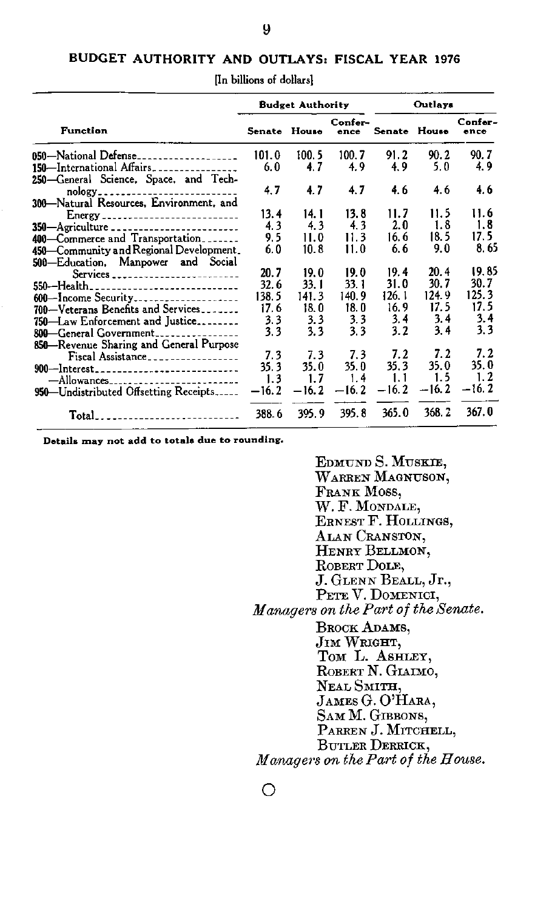## BUDGET AUTHORITY AND OUTLAYS: FISCAL YEAR 1976

[In billions of dollars]

| Function | Budget Authority | | | Outlays | | |
|---|---|---|---|---|---|---|
| | Senate | House | Conference | Senate | House | Conference |
| 050—National Defense | 101.0 | 100.5 | 100.7 | 91.2 | 90.2 | 90.7 |
| 150—International Affairs | 6.0 | 4.7 | 4.9 | 4.9 | 5.0 | 4.9 |
| 250—General Science, Space, and Technology | 4.7 | 4.7 | 4.7 | 4.6 | 4.6 | 4.6 |
| 300—Natural Resources, Environment, and Energy | 13.4 | 14.1 | 13.8 | 11.7 | 11.5 | 11.6 |
| 350—Agriculture | 4.3 | 4.3 | 4.3 | 2.0 | 1.8 | 1.8 |
| 400—Commerce and Transportation | 9.5 | 11.0 | 11.3 | 16.6 | 18.5 | 17.5 |
| 450—Community and Regional Development | 6.0 | 10.8 | 11.0 | 6.6 | 9.0 | 8.65 |
| 500—Education, Manpower and Social Services | 20.7 | 19.0 | 19.0 | 19.4 | 20.4 | 19.85 |
| 550—Health | 32.6 | 33.1 | 33.1 | 31.0 | 30.7 | 30.7 |
| 600—Income Security | 138.5 | 141.3 | 140.9 | 126.1 | 124.9 | 125.3 |
| 700—Veterans Benefits and Services | 17.6 | 18.0 | 18.0 | 16.9 | 17.5 | 17.5 |
| 750—Law Enforcement and Justice | 3.3 | 3.3 | 3.3 | 3.4 | 3.4 | 3.4 |
| 800—General Government | 3.3 | 3.3 | 3.3 | 3.2 | 3.4 | 3.3 |
| 850—Revenue Sharing and General Purpose Fiscal Assistance | 7.3 | 7.3 | 7.3 | 7.2 | 7.2 | 7.2 |
| 900—Interest | 35.3 | 35.0 | 35.0 | 35.3 | 35.0 | 35.0 |
| —Allowances | 1.3 | 1.7 | 1.4 | 1.1 | 1.5 | 1.2 |
| 950—Undistributed Offsetting Receipts | −16.2 | −16.2 | −16.2 | −16.2 | −16.2 | −16.2 |
| Total | 388.6 | 395.9 | 395.8 | 365.0 | 368.2 | 367.0 |

**Details may not add to totals due to rounding.**

EDMUND S. MUSKIE,
WARREN MAGNUSON,
FRANK MOSS,
W. F. MONDALE,
ERNEST F. HOLLINGS,
ALAN CRANSTON,
HENRY BELLMON,
ROBERT DOLE,
J. GLENN BEALL, Jr.,
PETE V. DOMENICI,

*Managers on the Part of the Senate.*

BROCK ADAMS,
JIM WRIGHT,
TOM L. ASHLEY,
ROBERT N. GIAIMO,
NEAL SMITH,
JAMES G. O'HARA,
SAM M. GIBBONS,
PARREN J. MITCHELL,
BUTLER DERRICK,

*Managers on the Part of the House.*

O